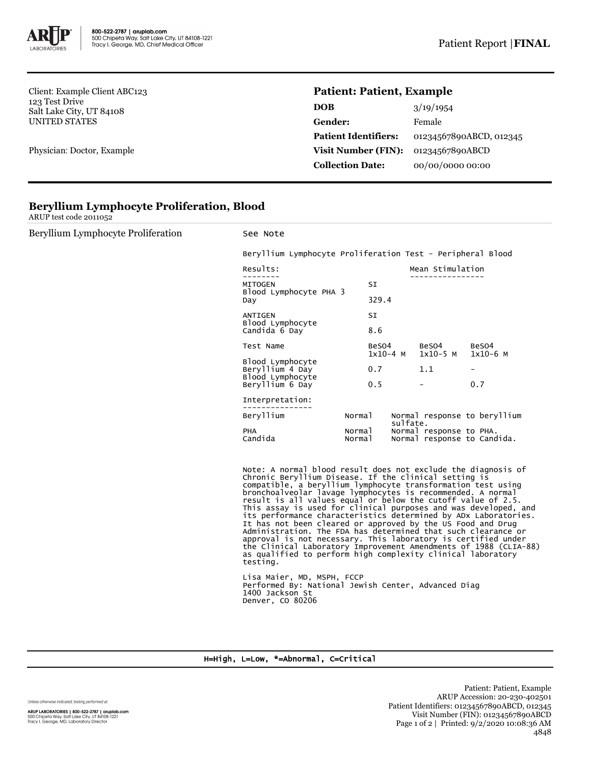800-522-2787 | aruplab.com
500 Chipeta Way, Salt Lake City, UT 84108-1221
Tracy I. George, MD, Chief Medical Officer

Patient Report | **FINAL**

Client: Example Client ABC123
123 Test Drive
Salt Lake City, UT 84108
UNITED STATES

Physician: Doctor, Example

## Patient: Patient, Example

| | |
|---|---|
| **DOB** | 3/19/1954 |
| **Gender:** | Female |
| **Patient Identifiers:** | 01234567890ABCD, 012345 |
| **Visit Number (FIN):** | 01234567890ABCD |
| **Collection Date:** | 00/00/0000 00:00 |

## Beryllium Lymphocyte Proliferation, Blood

ARUP test code 2011052

Beryllium Lymphocyte Proliferation — See Note

Beryllium Lymphocyte Proliferation Test - Peripheral Blood

Results: Mean Stimulation

| MITOGEN | SI | | |
|---|---|---|---|
| Blood Lymphocyte PHA 3 Day | 329.4 | | |
| **ANTIGEN** | **SI** | | |
| Blood Lymphocyte Candida 6 Day | 8.6 | | |
| **Test Name** | **$BeSO_4$ 1x10-4 M** | **$BeSO_4$ 1x10-5 M** | **$BeSO_4$ 1x10-6 M** |
| Blood Lymphocyte Beryllium 4 Day | 0.7 | 1.1 | - |
| Blood Lymphocyte Beryllium 6 Day | 0.5 | - | 0.7 |

Interpretation:

| | | |
|---|---|---|
| Beryllium | Normal | Normal response to beryllium sulfate. |
| PHA | Normal | Normal response to PHA. |
| Candida | Normal | Normal response to Candida. |

Note: A normal blood result does not exclude the diagnosis of Chronic Beryllium Disease. If the clinical setting is compatible, a beryllium lymphocyte transformation test using bronchoalveolar lavage lymphocytes is recommended. A normal result is all values equal or below the cutoff value of 2.5. This assay is used for clinical purposes and was developed, and its performance characteristics determined by ADx Laboratories. It has not been cleared or approved by the US Food and Drug Administration. The FDA has determined that such clearance or approval is not necessary. This laboratory is certified under the Clinical Laboratory Improvement Amendments of 1988 (CLIA-88) as qualified to perform high complexity clinical laboratory testing.

Lisa Maier, MD, MSPH, FCCP
Performed By: National Jewish Center, Advanced Diag
1400 Jackson St
Denver, CO 80206

H=High, L=Low, *=Abnormal, C=Critical

Unless otherwise indicated, testing performed at:
ARUP LABORATORIES | 800-522-2787 | aruplab.com
500 Chipeta Way, Salt Lake City, UT 84108-1221
Tracy I. George, MD, Laboratory Director

Patient: Patient, Example
ARUP Accession: 20-230-402501
Patient Identifiers: 01234567890ABCD, 012345
Visit Number (FIN): 01234567890ABCD
Printed: 9/2/2020 10:08:36 AM
4848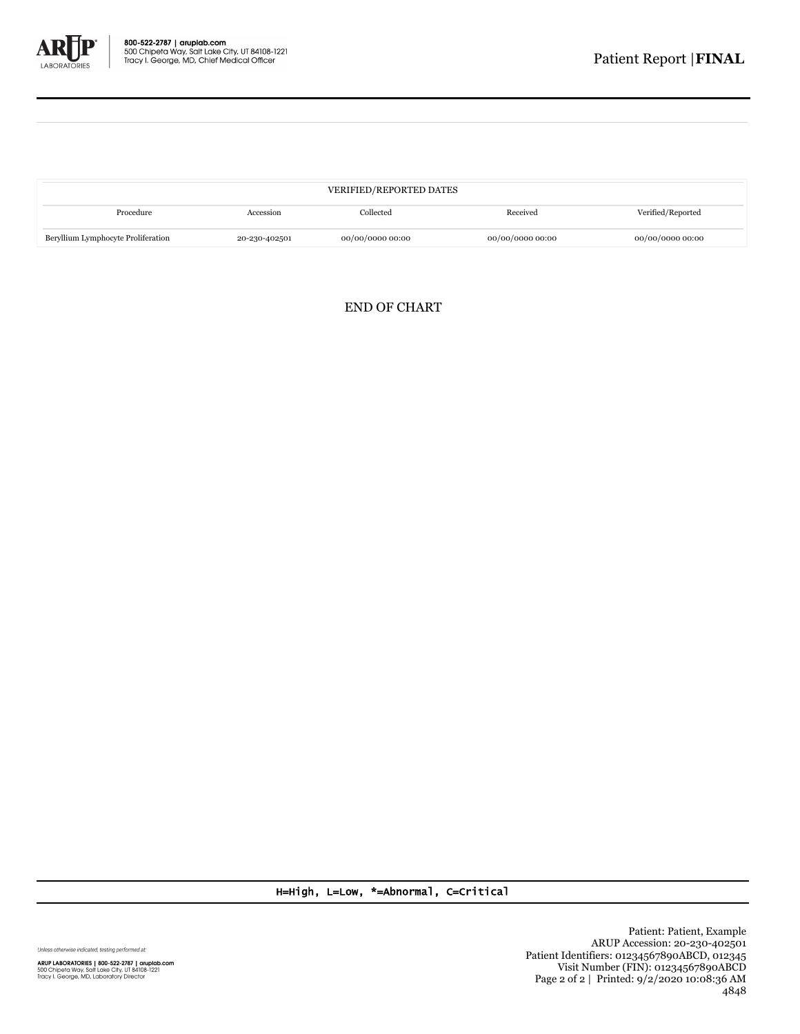| VERIFIED/REPORTED DATES | | | | |
|---|---|---|---|---|
| Procedure | Accession | Collected | Received | Verified/Reported |
| Beryllium Lymphocyte Proliferation | 20-230-402501 | 00/00/0000 00:00 | 00/00/0000 00:00 | 00/00/0000 00:00 |

END OF CHART

H=High, L=Low, *=Abnormal, C=Critical